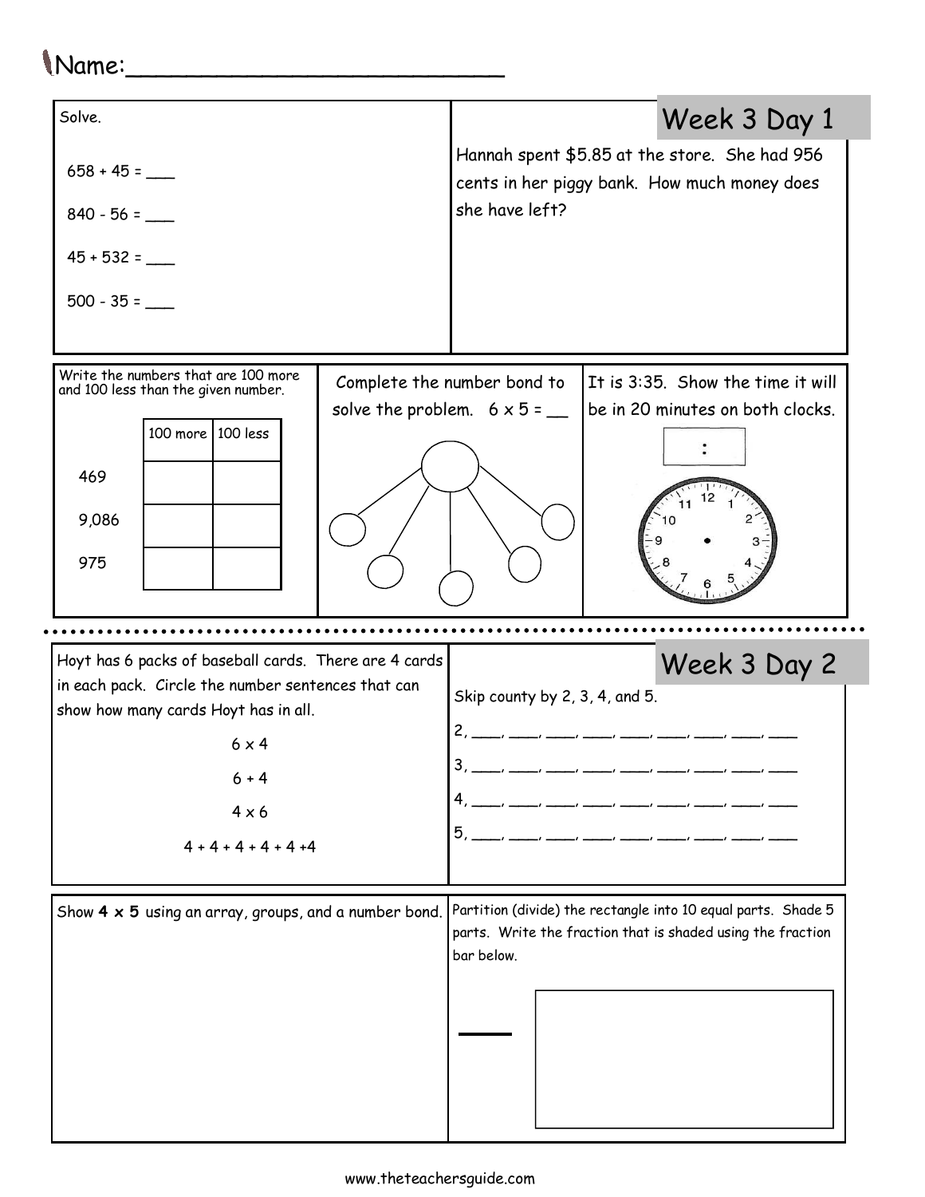Name:___________________________

## Week 3 Day 1

Solve.

658 + 45 = ___

840 - 56 = ___

45 + 532 = ___

500 - 35 = ___

Hannah spent $5.85 at the store. She had 956 cents in her piggy bank. How much money does she have left?

Write the numbers that are 100 more and 100 less than the given number.

| | 100 more | 100 less |
|---|---|---|
| 469 | | |
| 9,086 | | |
| 975 | | |

Complete the number bond to solve the problem. 6 x 5 = __

It is 3:35. Show the time it will be in 20 minutes on both clocks.

:

## Week 3 Day 2

Hoyt has 6 packs of baseball cards. There are 4 cards in each pack. Circle the number sentences that can show how many cards Hoyt has in all.

6 x 4

6 + 4

4 x 6

4 + 4 + 4 + 4 + 4 +4

Skip county by 2, 3, 4, and 5.

2, ___, ___, ___, ___, ___, ___, ___, ___, ___

3, ___, ___, ___, ___, ___, ___, ___, ___, ___

4, ___, ___, ___, ___, ___, ___, ___, ___, ___

5, ___, ___, ___, ___, ___, ___, ___, ___, ___

Show **4 x 5** using an array, groups, and a number bond.

Partition (divide) the rectangle into 10 equal parts. Shade 5 parts. Write the fraction that is shaded using the fraction bar below.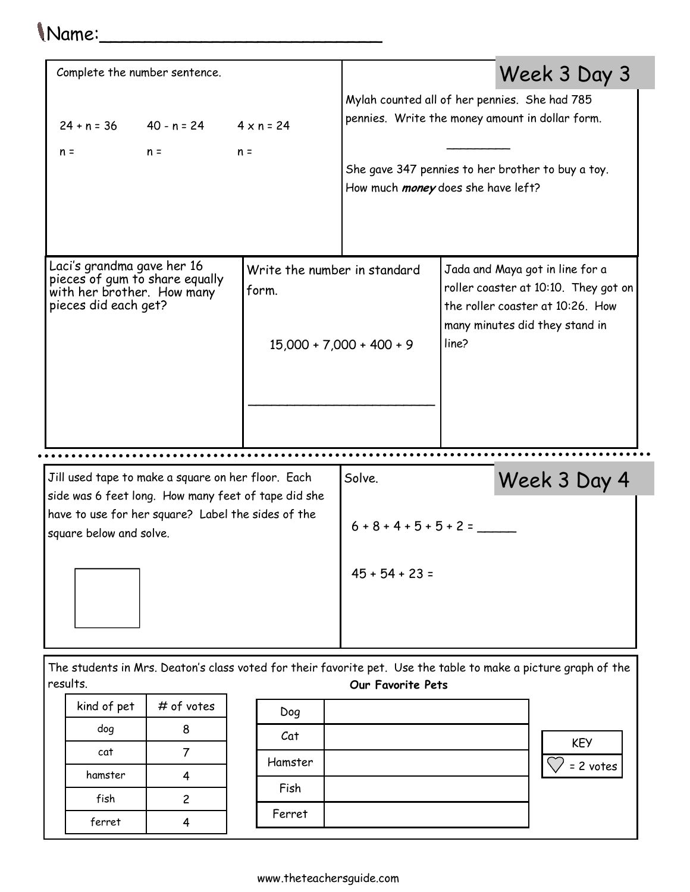Name:___________________________

## Week 3 Day 3

Complete the number sentence.

$24 + n = 36$ $\quad$ $40 - n = 24$ $\quad$ $4 \times n = 24$

n = $\quad$ n = $\quad$ n =

Mylah counted all of her pennies. She had 785 pennies. Write the money amount in dollar form.

_________

She gave 347 pennies to her brother to buy a toy. How much ***money*** does she have left?

Laci's grandma gave her 16 pieces of gum to share equally with her brother. How many pieces did each get?

Write the number in standard form.

$15,000 + 7,000 + 400 + 9$

___________________________

Jada and Maya got in line for a roller coaster at 10:10. They got on the roller coaster at 10:26. How many minutes did they stand in line?

## Week 3 Day 4

Jill used tape to make a square on her floor. Each side was 6 feet long. How many feet of tape did she have to use for her square? Label the sides of the square below and solve.

Solve.

$6 + 8 + 4 + 5 + 5 + 2 =$ _____

$45 + 54 + 23 =$

The students in Mrs. Deaton's class voted for their favorite pet. Use the table to make a picture graph of the results.

| kind of pet | # of votes |
|---|---|
| dog | 8 |
| cat | 7 |
| hamster | 4 |
| fish | 2 |
| ferret | 4 |

**Our Favorite Pets**

| | |
|---|---|
| Dog | |
| Cat | |
| Hamster | |
| Fish | |
| Ferret | |

| KEY |
|---|
| ♡ = 2 votes |

www.theteachersguide.com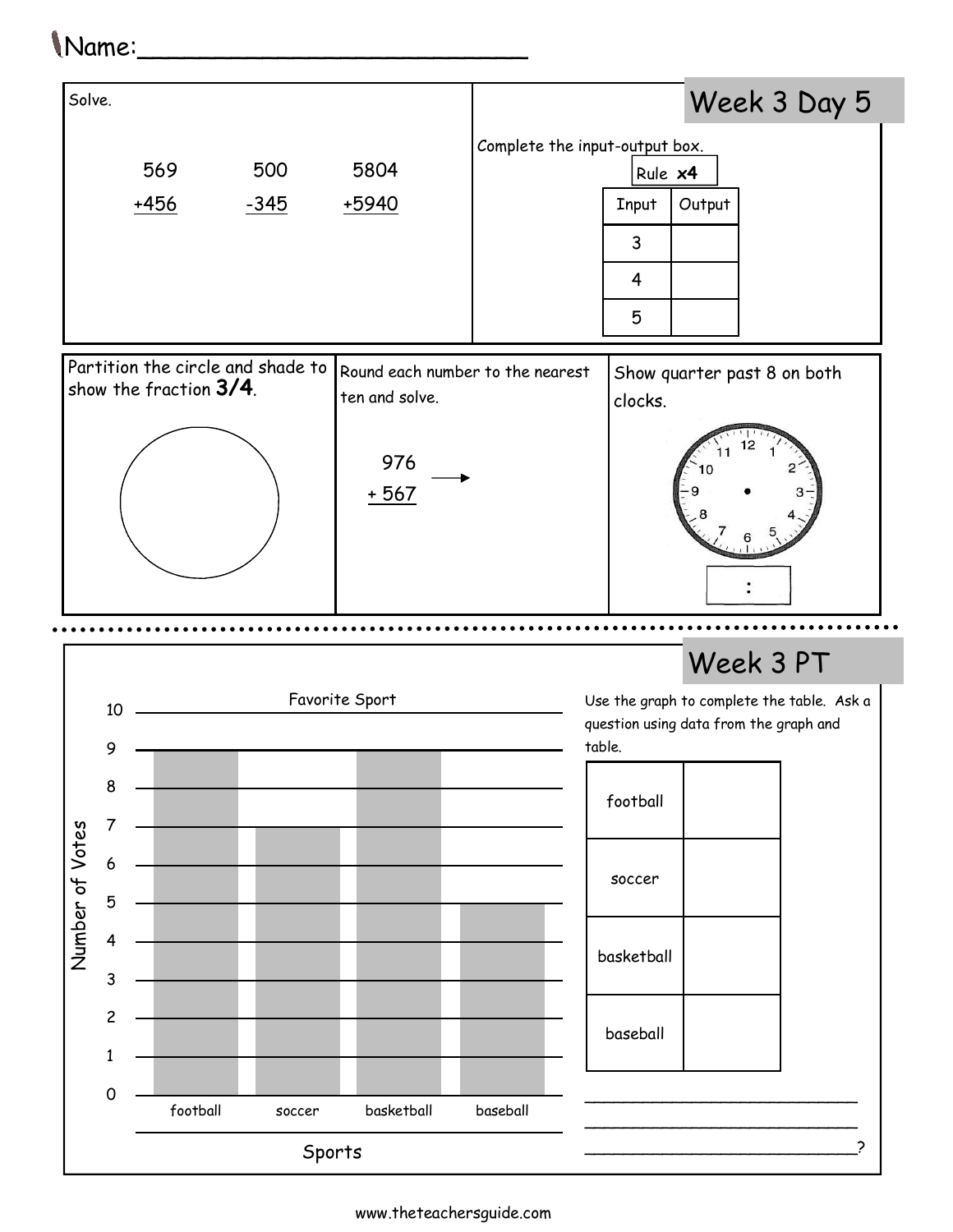Name:_________________________

## Week 3 Day 5

Solve.

```
  569      500      5804
 +456     -345     +5940
```

Complete the input-output box.

Rule **x4**

| Input | Output |
|---|---|
| 3 | |
| 4 | |
| 5 | |

Partition the circle and shade to show the fraction **3/4**.

Round each number to the nearest ten and solve.

```
  976  →
+ 567
```

Show quarter past 8 on both clocks.

12 1 2 3 4 5 6 7 8 9 10 11

:

## Week 3 PT

Favorite Sport

Number of Votes

10
9
8
7
6
5
4
3
2
1
0

football soccer basketball baseball

Sports

Use the graph to complete the table. Ask a question using data from the graph and table.

| | |
|---|---|
| football | |
| soccer | |
| basketball | |
| baseball | |

______________________________

______________________________

______________________________?